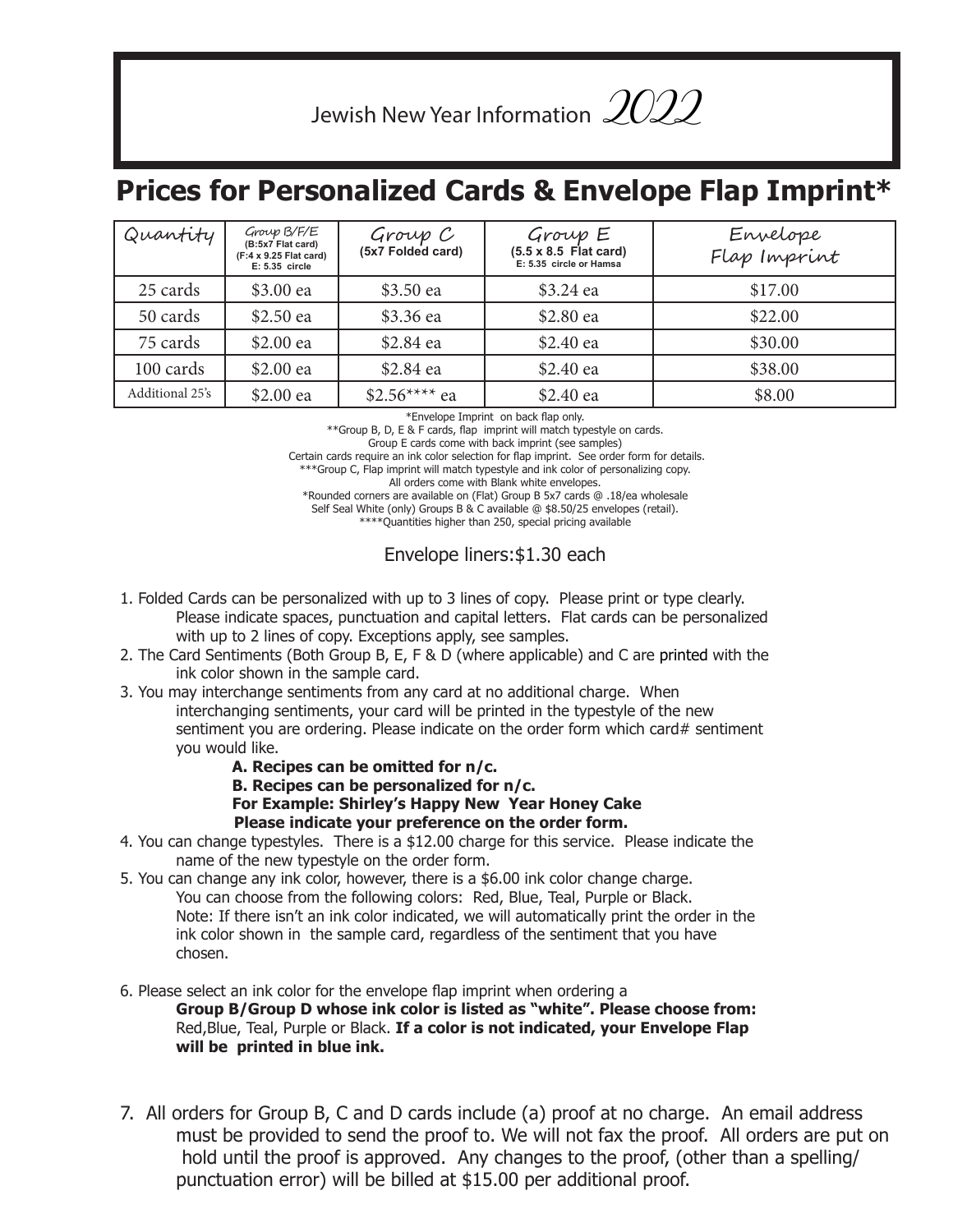# Jewish New Year Information 2022

## Prices for Personalized Cards & Envelope Flap Imprint*

| Quantity | Group B/F/E (B:5x7 Flat card) (F:4 x 9.25 Flat card) E: 5.35 circle | Group C (5x7 Folded card) | Group E (5.5 x 8.5 Flat card) E: 5.35 circle or Hamsa | Envelope Flap Imprint |
|---|---|---|---|---|
| 25 cards | $3.00 ea | $3.50 ea | $3.24 ea | $17.00 |
| 50 cards | $2.50 ea | $3.36 ea | $2.80 ea | $22.00 |
| 75 cards | $2.00 ea | $2.84 ea | $2.40 ea | $30.00 |
| 100 cards | $2.00 ea | $2.84 ea | $2.40 ea | $38.00 |
| Additional 25's | $2.00 ea | $2.56**** ea | $2.40 ea | $8.00 |

*Envelope Imprint on back flap only.
**Group B, D, E & F cards, flap imprint will match typestyle on cards.
Group E cards come with back imprint (see samples)
Certain cards require an ink color selection for flap imprint. See order form for details.
***Group C, Flap imprint will match typestyle and ink color of personalizing copy.
All orders come with Blank white envelopes.
*Rounded corners are available on (Flat) Group B 5x7 cards @ .18/ea wholesale
Self Seal White (only) Groups B & C available @ $8.50/25 envelopes (retail).
****Quantities higher than 250, special pricing available

Envelope liners:$1.30 each

1. Folded Cards can be personalized with up to 3 lines of copy. Please print or type clearly. Please indicate spaces, punctuation and capital letters. Flat cards can be personalized with up to 2 lines of copy. Exceptions apply, see samples.
2. The Card Sentiments (Both Group B, E, F & D (where applicable) and C are printed with the ink color shown in the sample card.
3. You may interchange sentiments from any card at no additional charge. When interchanging sentiments, your card will be printed in the typestyle of the new sentiment you are ordering. Please indicate on the order form which card# sentiment you would like.
   **A. Recipes can be omitted for n/c.**
   **B. Recipes can be personalized for n/c.**
   **For Example: Shirley's Happy New Year Honey Cake**
   **Please indicate your preference on the order form.**
4. You can change typestyles. There is a $12.00 charge for this service. Please indicate the name of the new typestyle on the order form.
5. You can change any ink color, however, there is a $6.00 ink color change charge. You can choose from the following colors: Red, Blue, Teal, Purple or Black. Note: If there isn't an ink color indicated, we will automatically print the order in the ink color shown in the sample card, regardless of the sentiment that you have chosen.
6. Please select an ink color for the envelope flap imprint when ordering a **Group B/Group D whose ink color is listed as "white". Please choose from:** Red,Blue, Teal, Purple or Black. **If a color is not indicated, your Envelope Flap will be printed in blue ink.**
7. All orders for Group B, C and D cards include (a) proof at no charge. An email address must be provided to send the proof to. We will not fax the proof. All orders are put on hold until the proof is approved. Any changes to the proof, (other than a spelling/ punctuation error) will be billed at $15.00 per additional proof.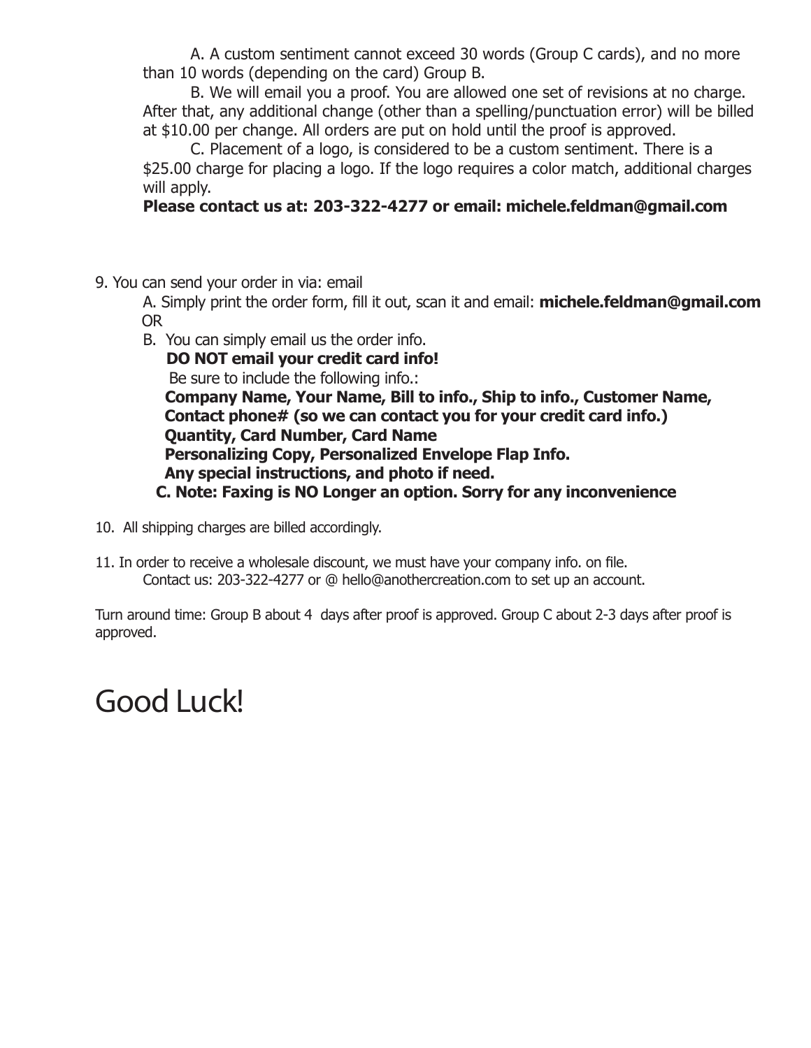A. A custom sentiment cannot exceed 30 words (Group C cards), and no more than 10 words (depending on the card) Group B.

B. We will email you a proof. You are allowed one set of revisions at no charge. After that, any additional change (other than a spelling/punctuation error) will be billed at $10.00 per change. All orders are put on hold until the proof is approved.

C. Placement of a logo, is considered to be a custom sentiment. There is a $25.00 charge for placing a logo. If the logo requires a color match, additional charges will apply.

**Please contact us at: 203-322-4277 or email: michele.feldman@gmail.com**

9. You can send your order in via: email

   A. Simply print the order form, fill it out, scan it and email: **michele.feldman@gmail.com**
   OR

   B. You can simply email us the order info.
   **DO NOT email your credit card info!**
   Be sure to include the following info.:
   **Company Name, Your Name, Bill to info., Ship to info., Customer Name,**
   **Contact phone# (so we can contact you for your credit card info.)**
   **Quantity, Card Number, Card Name**
   **Personalizing Copy, Personalized Envelope Flap Info.**
   **Any special instructions, and photo if need.**

   **C. Note: Faxing is NO Longer an option. Sorry for any inconvenience**

10. All shipping charges are billed accordingly.

11. In order to receive a wholesale discount, we must have your company info. on file.
    Contact us: 203-322-4277 or @ hello@anothercreation.com to set up an account.

Turn around time: Group B about 4 days after proof is approved. Group C about 2-3 days after proof is approved.

# Good Luck!